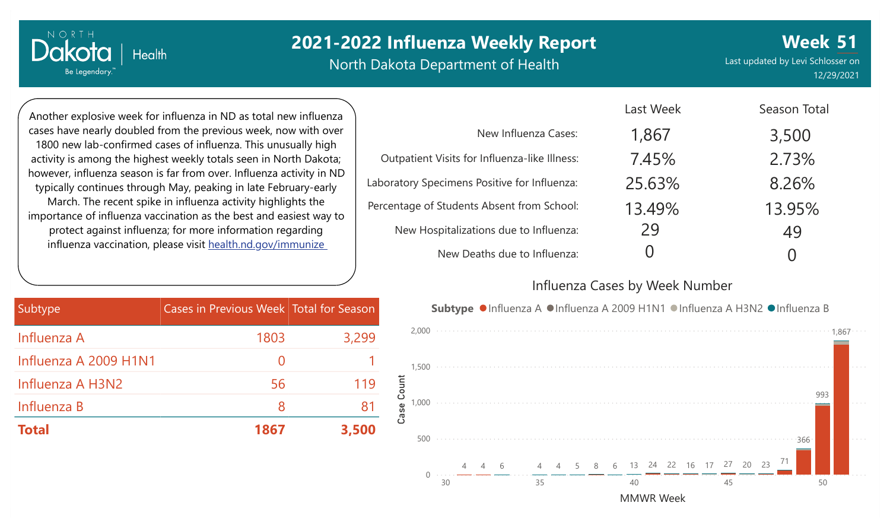# 2021-2022 Influenza Weekly Report

North Dakota Department of Health

**Week 51**

Last updated by Levi Schlosser on 12/29/2021

Another explosive week for influenza in ND as total new influenza cases have nearly doubled from the previous week, now with over 1800 new lab-confirmed cases of influenza. This unusually high activity is among the highest weekly totals seen in North Dakota; however, influenza season is far from over. Influenza activity in ND typically continues through May, peaking in late February-early March. The recent spike in influenza activity highlights the importance of influenza vaccination as the best and easiest way to protect against influenza; for more information regarding influenza vaccination, please visit health.nd.gov/immunize

| | Last Week | Season Total |
|---|---|---|
| New Influenza Cases: | 1,867 | 3,500 |
| Outpatient Visits for Influenza-like Illness: | 7.45% | 2.73% |
| Laboratory Specimens Positive for Influenza: | 25.63% | 8.26% |
| Percentage of Students Absent from School: | 13.49% | 13.95% |
| New Hospitalizations due to Influenza: | 29 | 49 |
| New Deaths due to Influenza: | 0 | 0 |

| Subtype | Cases in Previous Week | Total for Season |
|---|---|---|
| Influenza A | 1803 | 3,299 |
| Influenza A 2009 H1N1 | 0 | 1 |
| Influenza A H3N2 | 56 | 119 |
| Influenza B | 8 | 81 |
| **Total** | **1867** | **3,500** |

## Influenza Cases by Week Number

Subtype: Influenza A, Influenza A 2009 H1N1, Influenza A H3N2, Influenza B

| MMWR Week | 31 | 32 | 33 | 35 | 36 | 37 | 38 | 39 | 40 | 41 | 42 | 43 | 44 | 45 | 46 | 47 | 48 | 49 | 50 | 51 |
|---|---|---|---|---|---|---|---|---|---|---|---|---|---|---|---|---|---|---|---|---|
| Case Count | 4 | 4 | 6 | 4 | 4 | 5 | 8 | 6 | 13 | 24 | 22 | 16 | 17 | 27 | 20 | 23 | 71 | 366 | 993 | 1,867 |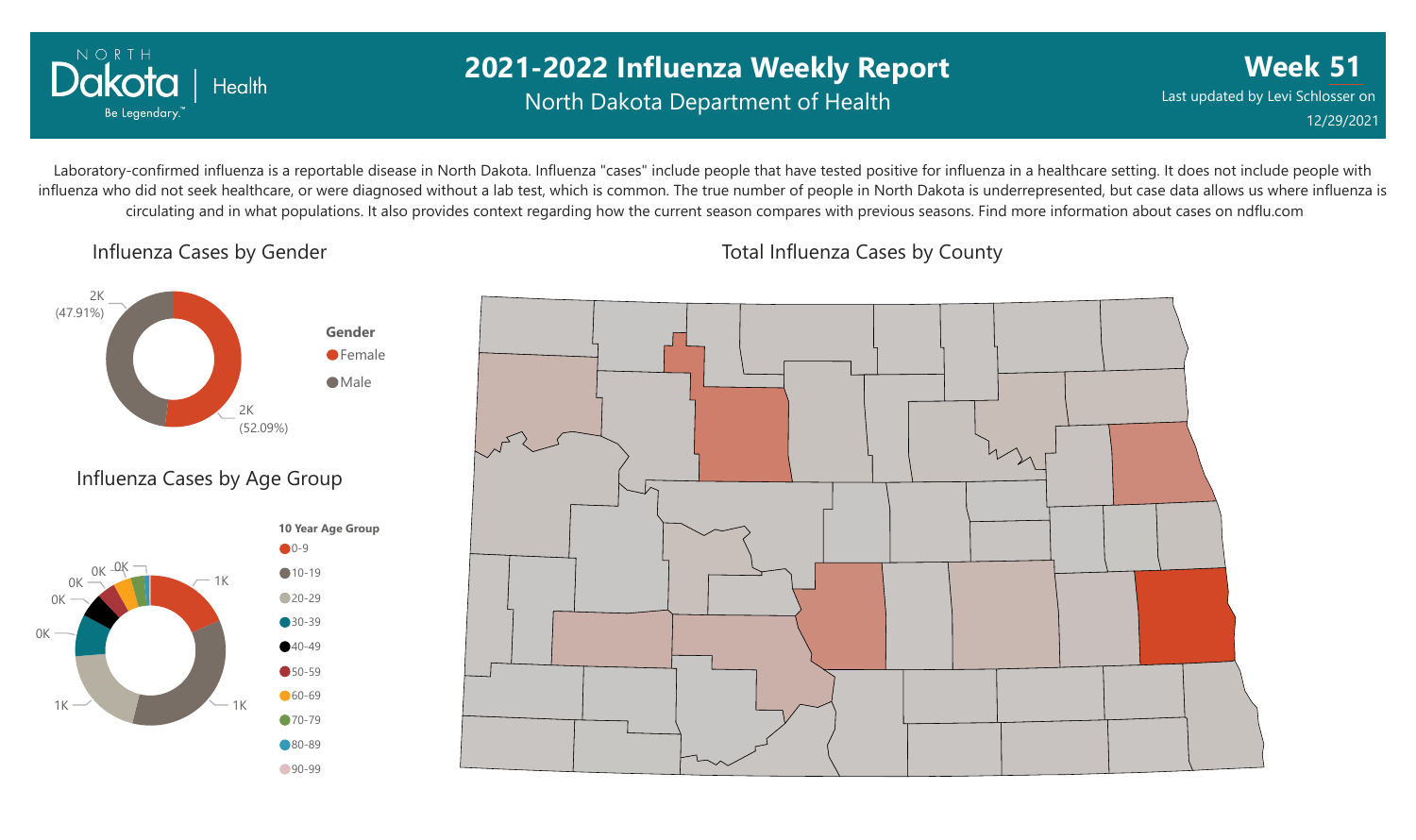# 2021-2022 Influenza Weekly Report

North Dakota Department of Health

**Week 51**

Last updated by Levi Schlosser on 12/29/2021

Laboratory-confirmed influenza is a reportable disease in North Dakota. Influenza "cases" include people that have tested positive for influenza in a healthcare setting. It does not include people with influenza who did not seek healthcare, or were diagnosed without a lab test, which is common. The true number of people in North Dakota is underrepresented, but case data allows us where influenza is circulating and in what populations. It also provides context regarding how the current season compares with previous seasons. Find more information about cases on ndflu.com

## Influenza Cases by Gender

| Gender | Cases |
|---|---|
| Female | 2K (52.09%) |
| Male | 2K (47.91%) |

## Influenza Cases by Age Group

10 Year Age Group: 0-9, 10-19, 20-29, 30-39, 40-49, 50-59, 60-69, 70-79, 80-89, 90-99

Chart labels: 1K, 1K, 1K, 0K, 0K, 0K, 0K, 0K

## Total Influenza Cases by County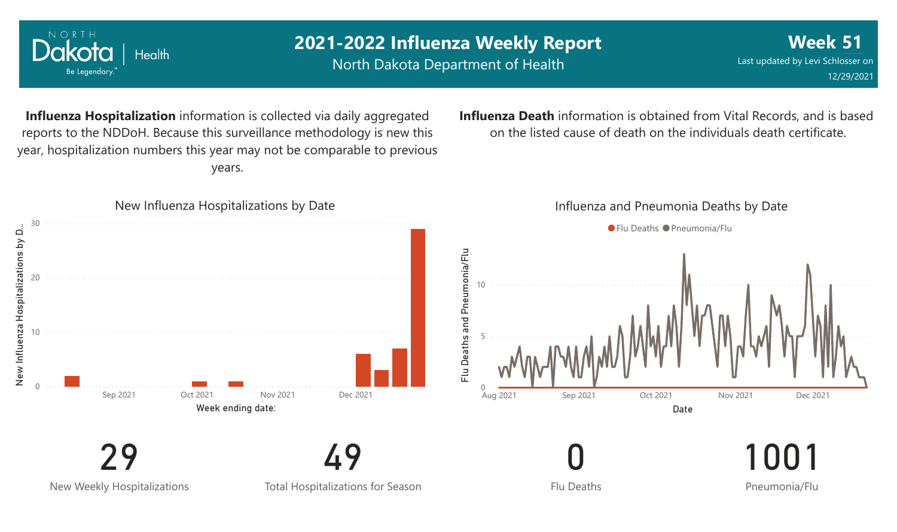# 2021-2022 Influenza Weekly Report

North Dakota Department of Health

**Week 51**

Last updated by Levi Schlosser on 12/29/2021

**Influenza Hospitalization** information is collected via daily aggregated reports to the NDDoH. Because this surveillance methodology is new this year, hospitalization numbers this year may not be comparable to previous years.

**Influenza Death** information is obtained from Vital Records, and is based on the listed cause of death on the individuals death certificate.

New Influenza Hospitalizations by Date

Influenza and Pneumonia Deaths by Date

| 29 | 49 | 0 | 1001 |
|---|---|---|---|
| New Weekly Hospitalizations | Total Hospitalizations for Season | Flu Deaths | Pneumonia/Flu |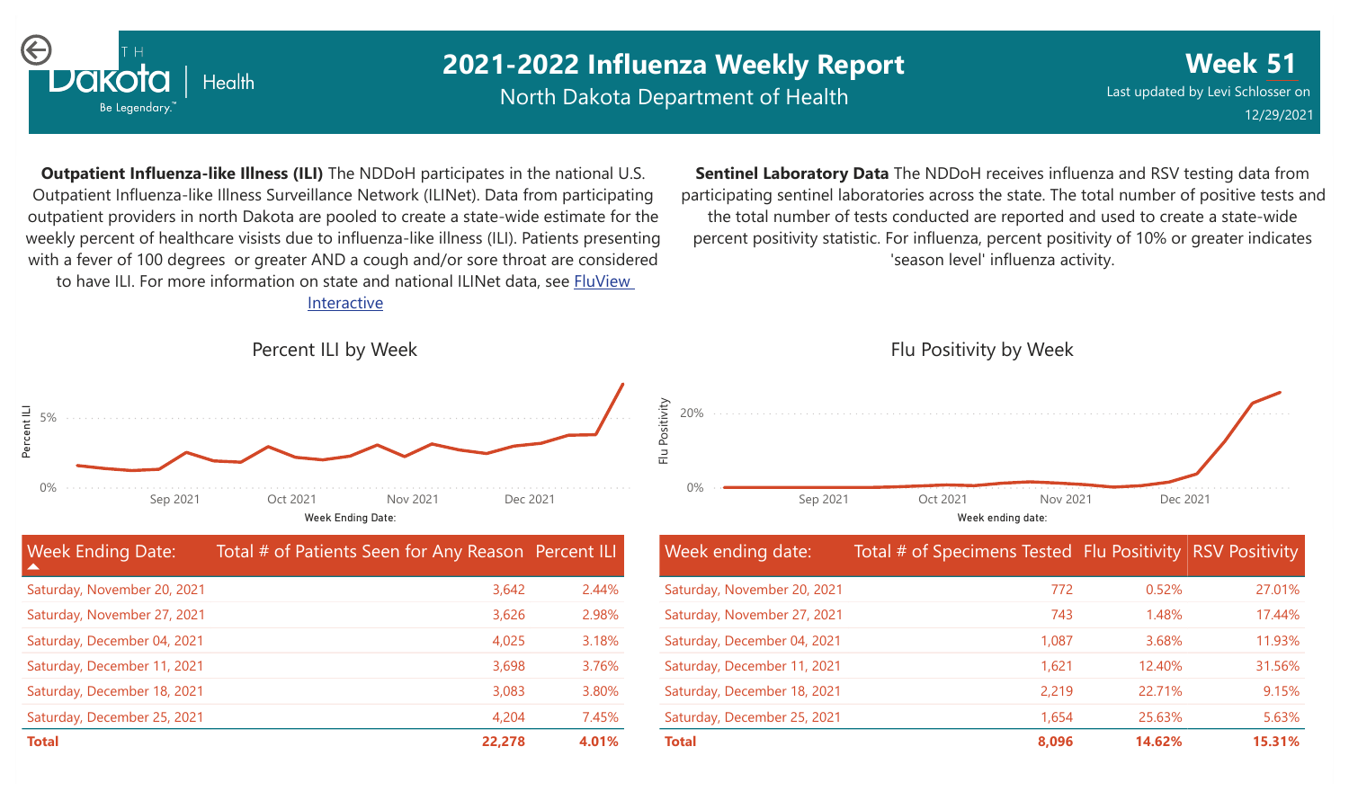# 2021-2022 Influenza Weekly Report

North Dakota Department of Health

**Week 51**

Last updated by Levi Schlosser on 12/29/2021

**Outpatient Influenza-like Illness (ILI)** The NDDoH participates in the national U.S. Outpatient Influenza-like Illness Surveillance Network (ILINet). Data from participating outpatient providers in north Dakota are pooled to create a state-wide estimate for the weekly percent of healthcare visists due to influenza-like illness (ILI). Patients presenting with a fever of 100 degrees or greater AND a cough and/or sore throat are considered to have ILI. For more information on state and national ILINet data, see [FluView Interactive]

## Percent ILI by Week

| Week Ending Date: | Total # of Patients Seen for Any Reason | Percent ILI |
|---|---|---|
| Saturday, November 20, 2021 | 3,642 | 2.44% |
| Saturday, November 27, 2021 | 3,626 | 2.98% |
| Saturday, December 04, 2021 | 4,025 | 3.18% |
| Saturday, December 11, 2021 | 3,698 | 3.76% |
| Saturday, December 18, 2021 | 3,083 | 3.80% |
| Saturday, December 25, 2021 | 4,204 | 7.45% |
| **Total** | **22,278** | **4.01%** |

**Sentinel Laboratory Data** The NDDoH receives influenza and RSV testing data from participating sentinel laboratories across the state. The total number of positive tests and the total number of tests conducted are reported and used to create a state-wide percent positivity statistic. For influenza, percent positivity of 10% or greater indicates 'season level' influenza activity.

## Flu Positivity by Week

| Week ending date: | Total # of Specimens Tested | Flu Positivity | RSV Positivity |
|---|---|---|---|
| Saturday, November 20, 2021 | 772 | 0.52% | 27.01% |
| Saturday, November 27, 2021 | 743 | 1.48% | 17.44% |
| Saturday, December 04, 2021 | 1,087 | 3.68% | 11.93% |
| Saturday, December 11, 2021 | 1,621 | 12.40% | 31.56% |
| Saturday, December 18, 2021 | 2,219 | 22.71% | 9.15% |
| Saturday, December 25, 2021 | 1,654 | 25.63% | 5.63% |
| **Total** | **8,096** | **14.62%** | **15.31%** |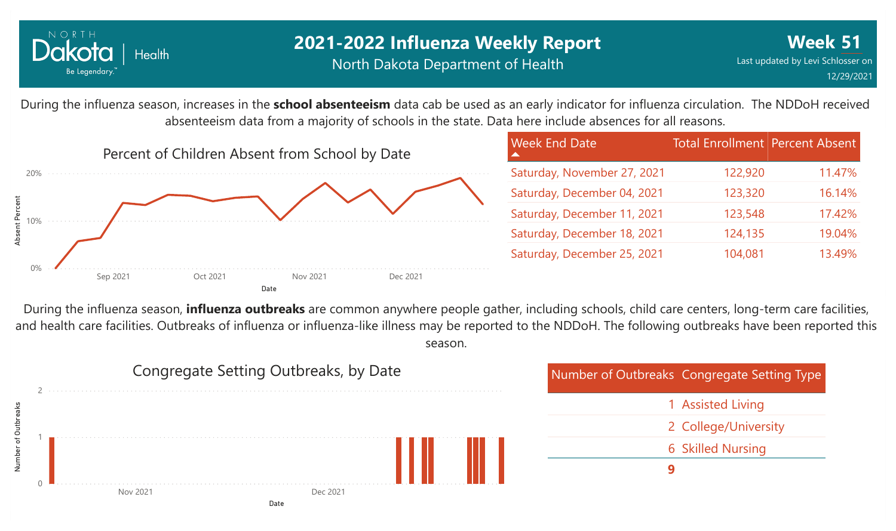# 2021-2022 Influenza Weekly Report

North Dakota Department of Health

**Week 51**

Last updated by Levi Schlosser on 12/29/2021

During the influenza season, increases in the **school absenteeism** data cab be used as an early indicator for influenza circulation. The NDDoH received absenteeism data from a majority of schools in the state. Data here include absences for all reasons.

Percent of Children Absent from School by Date

| Week End Date | Total Enrollment | Percent Absent |
| --- | --- | --- |
| Saturday, November 27, 2021 | 122,920 | 11.47% |
| Saturday, December 04, 2021 | 123,320 | 16.14% |
| Saturday, December 11, 2021 | 123,548 | 17.42% |
| Saturday, December 18, 2021 | 124,135 | 19.04% |
| Saturday, December 25, 2021 | 104,081 | 13.49% |

During the influenza season, **influenza outbreaks** are common anywhere people gather, including schools, child care centers, long-term care facilities, and health care facilities. Outbreaks of influenza or influenza-like illness may be reported to the NDDoH. The following outbreaks have been reported this season.

Congregate Setting Outbreaks, by Date

| Number of Outbreaks | Congregate Setting Type |
| --- | --- |
| 1 | Assisted Living |
| 2 | College/University |
| 6 | Skilled Nursing |
| **9** | |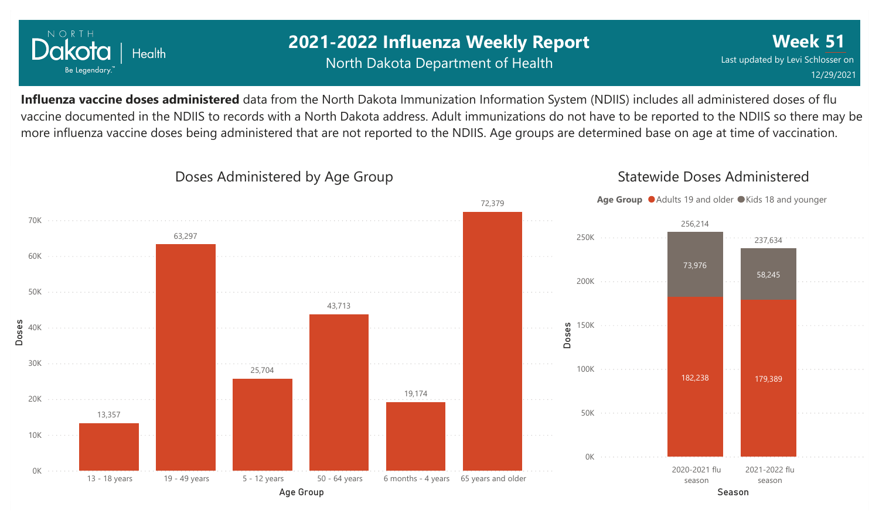# 2021-2022 Influenza Weekly Report

North Dakota Department of Health

**Week 51**

Last updated by Levi Schlosser on 12/29/2021

**Influenza vaccine doses administered** data from the North Dakota Immunization Information System (NDIIS) includes all administered doses of flu vaccine documented in the NDIIS to records with a North Dakota address. Adult immunizations do not have to be reported to the NDIIS so there may be more influenza vaccine doses being administered that are not reported to the NDIIS. Age groups are determined base on age at time of vaccination.

## Doses Administered by Age Group

| Age Group | Doses |
|---|---|
| 13 - 18 years | 13,357 |
| 19 - 49 years | 63,297 |
| 5 - 12 years | 25,704 |
| 50 - 64 years | 43,713 |
| 6 months - 4 years | 19,174 |
| 65 years and older | 72,379 |

## Statewide Doses Administered

| Season | Adults 19 and older | Kids 18 and younger | Total |
|---|---|---|---|
| 2020-2021 flu season | 182,238 | 73,976 | 256,214 |
| 2021-2022 flu season | 179,389 | 58,245 | 237,634 |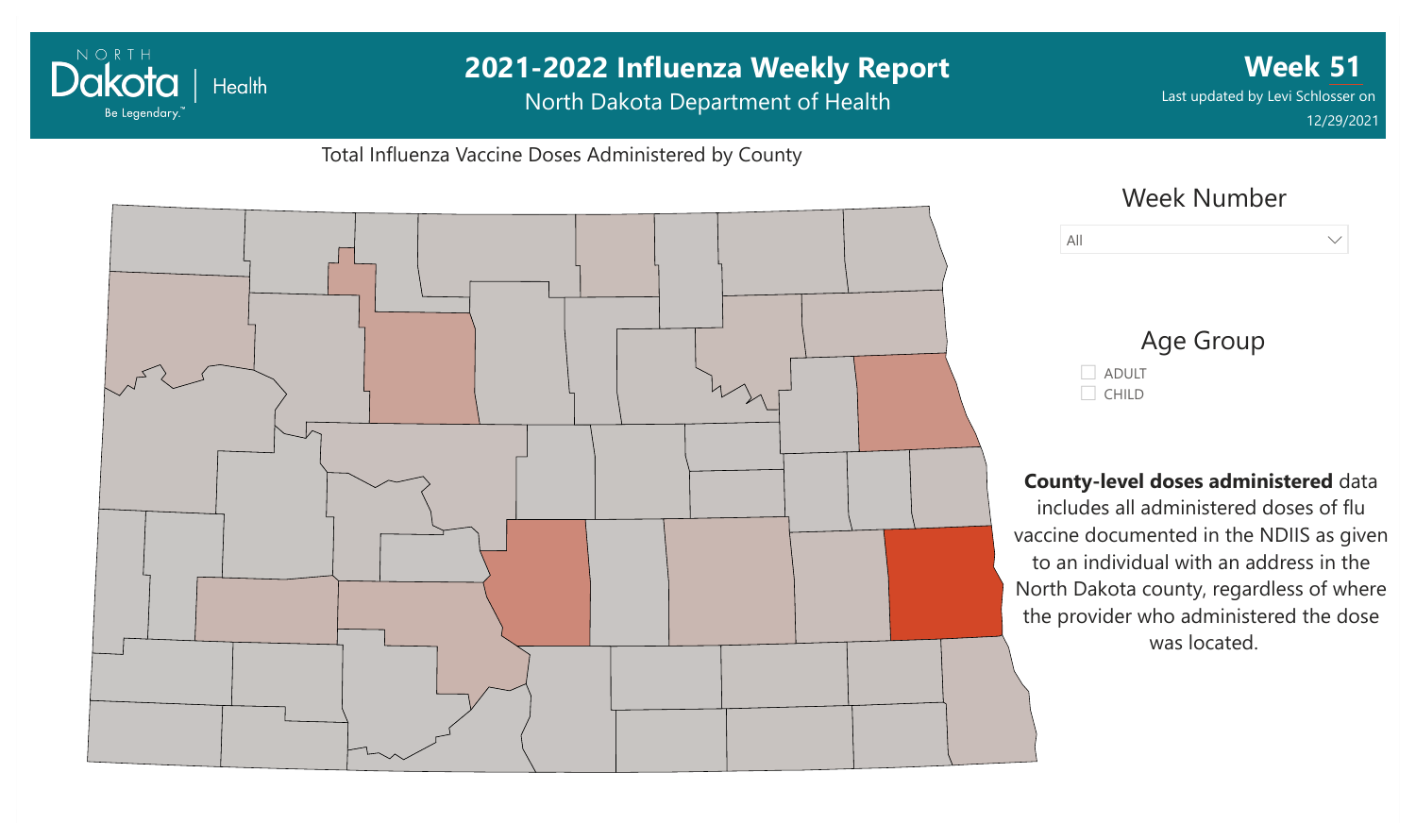# 2021-2022 Influenza Weekly Report

North Dakota Department of Health

**Week 51**

Last updated by Levi Schlosser on 12/29/2021

Total Influenza Vaccine Doses Administered by County

Week Number

All

Age Group

- ADULT
- CHILD

**County-level doses administered** data includes all administered doses of flu vaccine documented in the NDIIS as given to an individual with an address in the North Dakota county, regardless of where the provider who administered the dose was located.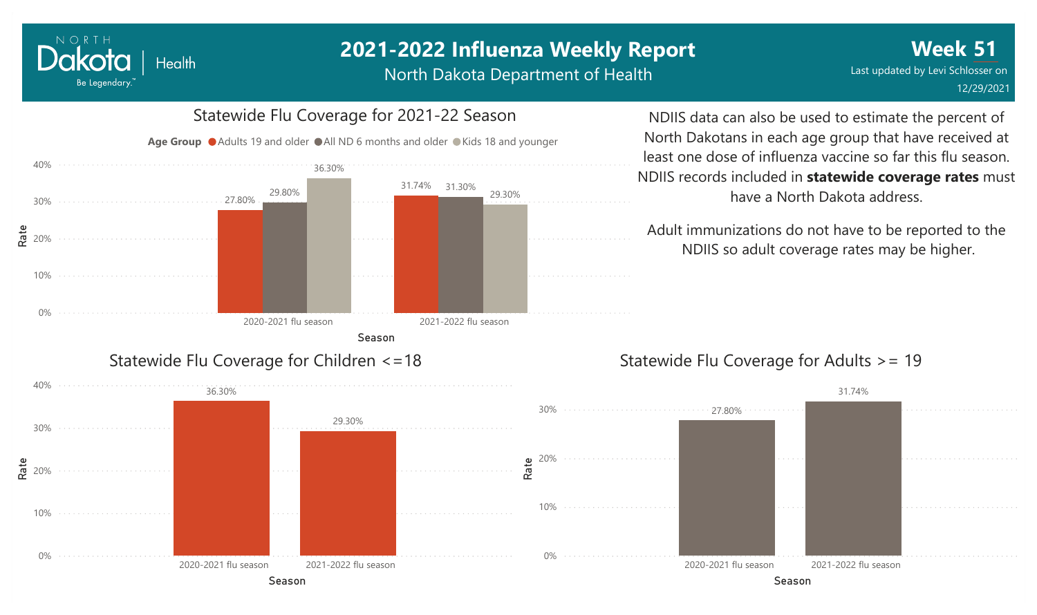# 2021-2022 Influenza Weekly Report

North Dakota Department of Health

**Week 51**

Last updated by Levi Schlosser on 12/29/2021

## Statewide Flu Coverage for 2021-22 Season

Age Group: Adults 19 and older, All ND 6 months and older, Kids 18 and younger

| Season | Adults 19 and older | All ND 6 months and older | Kids 18 and younger |
|---|---|---|---|
| 2020-2021 flu season | 27.80% | 29.80% | 36.30% |
| 2021-2022 flu season | 31.74% | 31.30% | 29.30% |

NDIIS data can also be used to estimate the percent of North Dakotans in each age group that have received at least one dose of influenza vaccine so far this flu season. NDIIS records included in **statewide coverage rates** must have a North Dakota address.

Adult immunizations do not have to be reported to the NDIIS so adult coverage rates may be higher.

## Statewide Flu Coverage for Children <=18

| Season | Rate |
|---|---|
| 2020-2021 flu season | 36.30% |
| 2021-2022 flu season | 29.30% |

## Statewide Flu Coverage for Adults >= 19

| Season | Rate |
|---|---|
| 2020-2021 flu season | 27.80% |
| 2021-2022 flu season | 31.74% |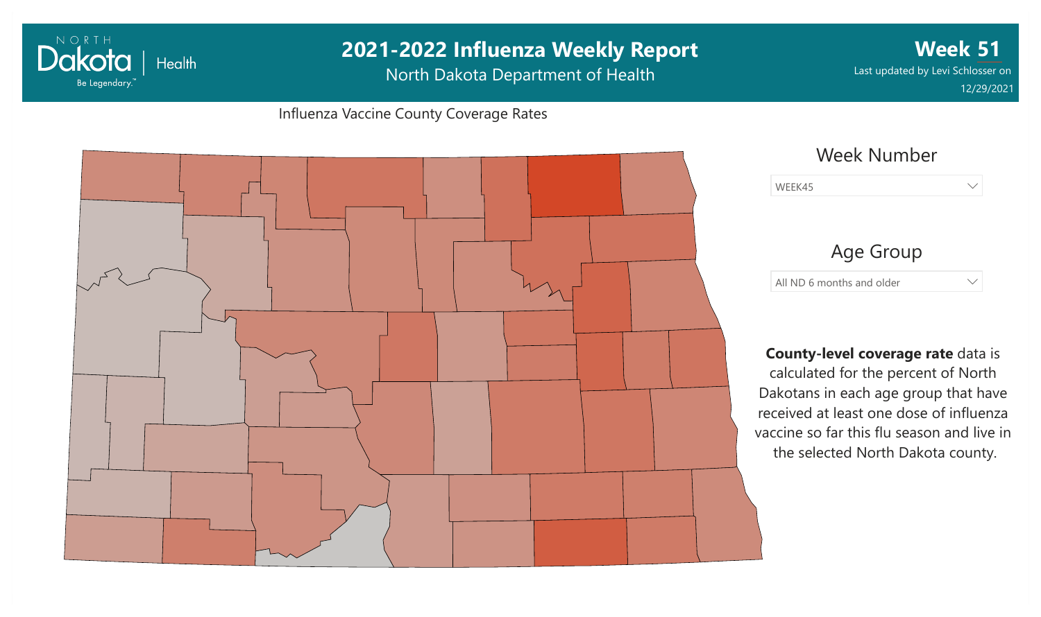# 2021-2022 Influenza Weekly Report

North Dakota Department of Health

**Week 51**

Last updated by Levi Schlosser on 12/29/2021

Influenza Vaccine County Coverage Rates

## Week Number

WEEK45

## Age Group

All ND 6 months and older

**County-level coverage rate** data is calculated for the percent of North Dakotans in each age group that have received at least one dose of influenza vaccine so far this flu season and live in the selected North Dakota county.